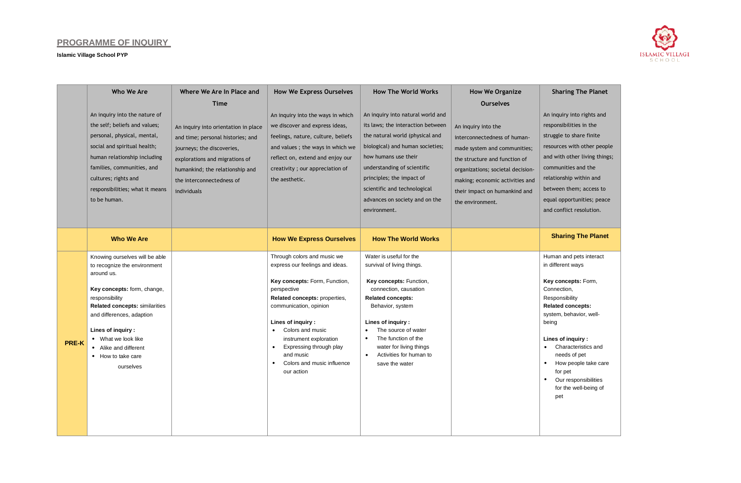## PROGRAMME OF INQUIRY

**Islamic Village School PYP**

| | Who We Are | Where We Are In Place and Time | How We Express Ourselves | How The World Works | How We Organize Ourselves | Sharing The Planet |
|---|---|---|---|---|---|---|
| | An inquiry into the nature of the self; beliefs and values; personal, physical, mental, social and spiritual health; human relationship including families, communities, and cultures; rights and responsibilities; what it means to be human. | An inquiry into orientation in place and time; personal histories; and journeys; the discoveries, explorations and migrations of humankind; the relationship and the interconnectedness of individuals | An inquiry into the ways in which we discover and express ideas, feelings, nature, culture, beliefs and values ; the ways in which we reflect on, extend and enjoy our creativity ; our appreciation of the aesthetic. | An inquiry into natural world and its laws; the interaction between the natural world (physical and biological) and human societies; how humans use their understanding of scientific principles; the impact of scientific and technological advances on society and on the environment. | An inquiry into the interconnectedness of human-made system and communities; the structure and function of organizations; societal decision-making; economic activities and their impact on humankind and the environment. | An inquiry into rights and responsibilities in the struggle to share finite resources with other people and with other living things; communities and the relationship within and between them; access to equal opportunities; peace and conflict resolution. |
| | **Who We Are** | | **How We Express Ourselves** | **How The World Works** | | **Sharing The Planet** |
| **PRE-K** | Knowing ourselves will be able to recognize the environment around us.<br><br>**Key concepts:** form, change, responsibility<br>**Related concepts:** similarities and differences, adaption<br><br>**Lines of inquiry :**<br>• What we look like<br>• Alike and different<br>• How to take care ourselves | | Through colors and music we express our feelings and ideas.<br><br>**Key concepts:** Form, Function, perspective<br>**Related concepts:** properties, communication, opinion<br><br>**Lines of inquiry :**<br>• Colors and music instrument exploration<br>• Expressing through play and music<br>• Colors and music influence our action | Water is useful for the survival of living things.<br><br>**Key concepts:** Function, connection, causation<br>**Related concepts:** Behavior, system<br><br>**Lines of inquiry :**<br>• The source of water<br>• The function of the water for living things<br>• Activities for human to save the water | | Human and pets interact in different ways<br><br>**Key concepts:** Form, Connection, Responsibility<br>**Related concepts:** system, behavior, well-being<br><br>**Lines of inquiry :**<br>• Characteristics and needs of pet<br>• How people take care for pet<br>• Our responsibilities for the well-being of pet |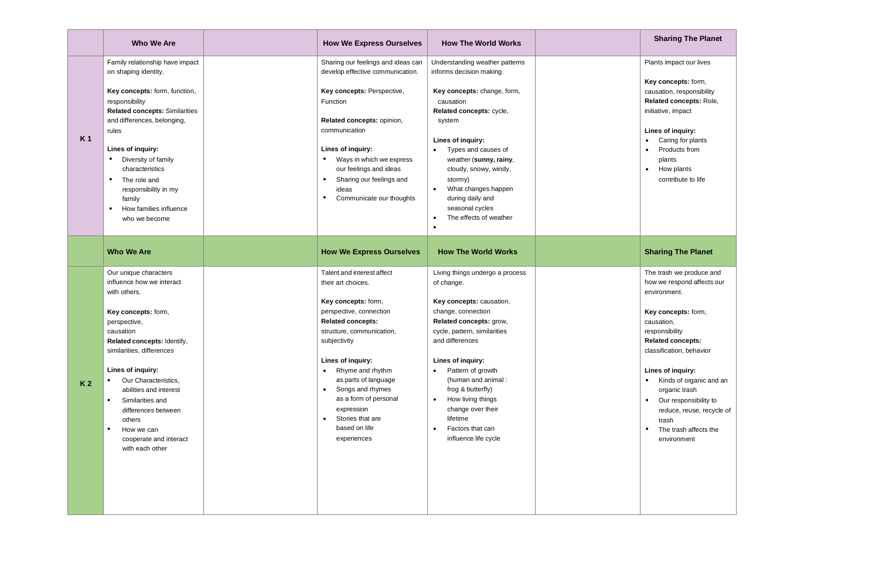| | Who We Are | | How We Express Ourselves | How The World Works | | Sharing The Planet |
|---|---|---|---|---|---|---|
| **K 1** | Family relationship have impact on shaping identity.<br><br>**Key concepts:** form, function, responsibility<br>**Related concepts:** Similarities and differences, belonging, rules<br><br>**Lines of inquiry:**<br>• Diversity of family characteristics<br>• The role and responsibility in my family<br>• How families influence who we become | | Sharing our feelings and ideas can develop effective communication.<br><br>**Key concepts:** Perspective, Function<br><br>**Related concepts:** opinion, communication<br><br>**Lines of inquiry:**<br>• Ways in which we express our feelings and ideas<br>• Sharing our feelings and ideas<br>• Communicate our thoughts | Understanding weather patterns informs decision making.<br><br>**Key concepts:** change, form, causation<br>**Related concepts:** cycle, system<br><br>**Lines of inquiry:**<br>• Types and causes of weather (**sunny, rainy**, cloudy, snowy, windy, stormy)<br>• What changes happen during daily and seasonal cycles<br>• The effects of weather<br>• | | Plants impact our lives<br><br>**Key concepts:** form, causation, responsibility<br>**Related concepts:** Role, initiative, impact<br><br>**Lines of inquiry:**<br>• Caring for plants<br>• Products from plants<br>• How plants contribute to life |
| | **Who We Are** | | **How We Express Ourselves** | **How The World Works** | | **Sharing The Planet** |
| **K 2** | Our unique characters influence how we interact with others.<br><br>**Key concepts:** form, perspective, causation<br>**Related concepts:** Identify, similarities, differences<br><br>**Lines of inquiry:**<br>• Our Characteristics, abilities and interest<br>• Similarities and differences between others<br>• How we can cooperate and interact with each other | | Talent and interest affect their art choices.<br><br>**Key concepts:** form, perspective, connection<br>**Related concepts:** structure, communication, subjectivity<br><br>**Lines of inquiry:**<br>• Rhyme and rhythm as parts of language<br>• Songs and rhymes as a form of personal expression<br>• Stories that are based on life experiences | Living things undergo a process of change.<br><br>**Key concepts:** causation, change, connection<br>**Related concepts:** grow, cycle, pattern, similarities and differences<br><br>**Lines of inquiry:**<br>• Pattern of growth (human and animal : frog & butterfly)<br>• How living things change over their lifetime<br>• Factors that can influence life cycle | | The trash we produce and how we respond affects our environment.<br><br>**Key concepts:** form, causation, responsibility<br>**Related concepts:** classification, behavior<br><br>**Lines of inquiry:**<br>• Kinds of organic and an organic trash<br>• Our responsibility to reduce, reuse, recycle of trash<br>• The trash affects the environment |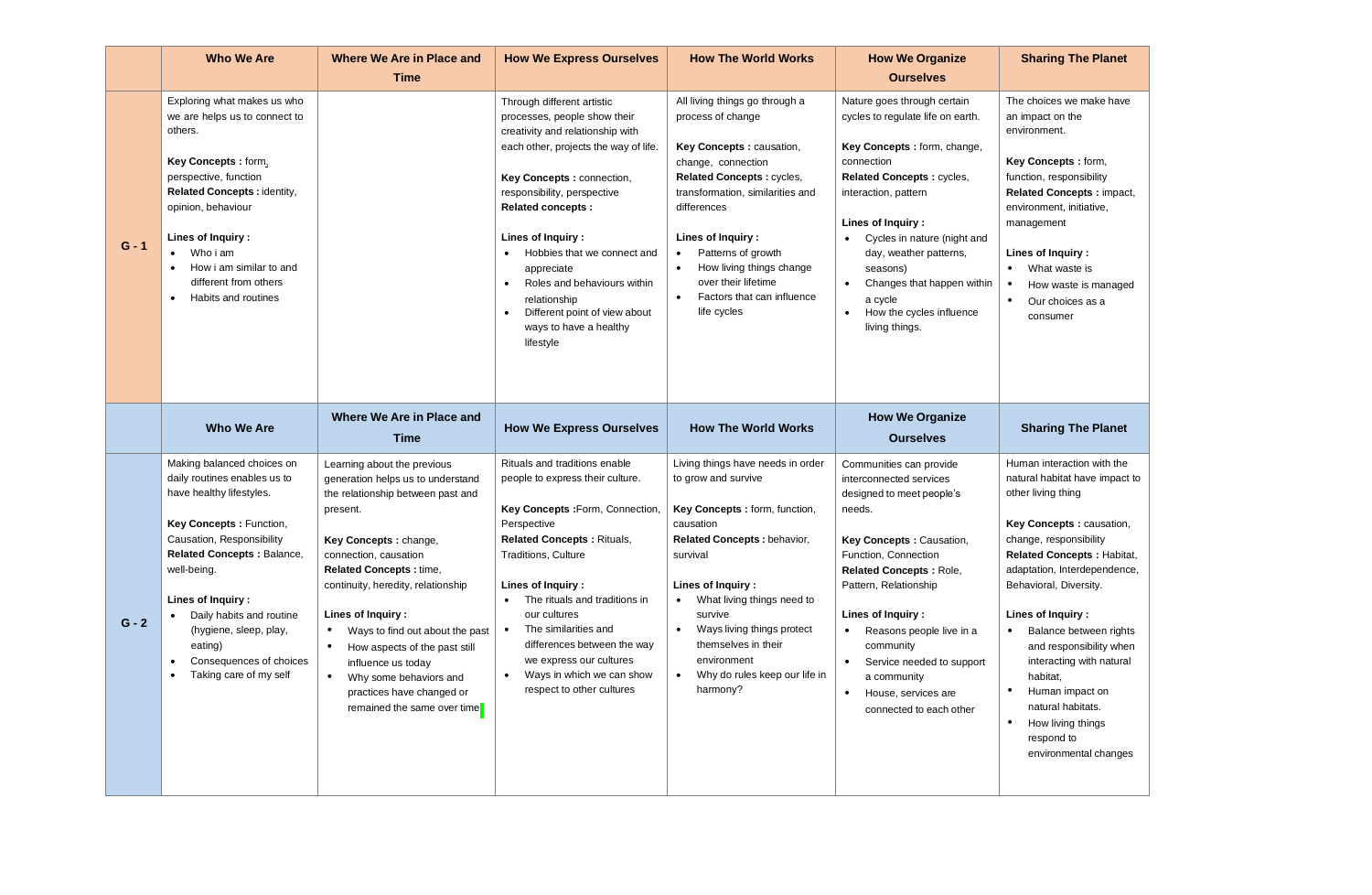| | Who We Are | Where We Are in Place and Time | How We Express Ourselves | How The World Works | How We Organize Ourselves | Sharing The Planet |
|---|---|---|---|---|---|---|
| G - 1 | Exploring what makes us who we are helps us to connect to others.<br><br>**Key Concepts :** form, perspective, function<br>**Related Concepts :** identity, opinion, behaviour<br><br>**Lines of Inquiry :**<br>• Who i am<br>• How i am similar to and different from others<br>• Habits and routines | | Through different artistic processes, people show their creativity and relationship with each other, projects the way of life.<br><br>**Key Concepts :** connection, responsibility, perspective<br>**Related concepts :**<br><br>**Lines of Inquiry :**<br>• Hobbies that we connect and appreciate<br>• Roles and behaviours within relationship<br>• Different point of view about ways to have a healthy lifestyle | All living things go through a process of change<br><br>**Key Concepts :** causation, change, connection<br>**Related Concepts :** cycles, transformation, similarities and differences<br><br>**Lines of Inquiry :**<br>• Patterns of growth<br>• How living things change over their lifetime<br>• Factors that can influence life cycles | Nature goes through certain cycles to regulate life on earth.<br><br>**Key Concepts :** form, change, connection<br>**Related Concepts :** cycles, interaction, pattern<br><br>**Lines of Inquiry :**<br>• Cycles in nature (night and day, weather patterns, seasons)<br>• Changes that happen within a cycle<br>• How the cycles influence living things. | The choices we make have an impact on the environment.<br><br>**Key Concepts :** form, function, responsibility<br>**Related Concepts :** impact, environment, initiative, management<br><br>**Lines of Inquiry :**<br>• What waste is<br>• How waste is managed<br>• Our choices as a consumer |
| | **Who We Are** | **Where We Are in Place and Time** | **How We Express Ourselves** | **How The World Works** | **How We Organize Ourselves** | **Sharing The Planet** |
| G - 2 | Making balanced choices on daily routines enables us to have healthy lifestyles.<br><br>**Key Concepts :** Function, Causation, Responsibility<br>**Related Concepts :** Balance, well-being.<br><br>**Lines of Inquiry :**<br>• Daily habits and routine (hygiene, sleep, play, eating)<br>• Consequences of choices<br>• Taking care of my self | Learning about the previous generation helps us to understand the relationship between past and present.<br><br>**Key Concepts :** change, connection, causation<br>**Related Concepts :** time, continuity, heredity, relationship<br><br>**Lines of Inquiry :**<br>• Ways to find out about the past<br>• How aspects of the past still influence us today<br>• Why some behaviors and practices have changed or remained the same over time | Rituals and traditions enable people to express their culture.<br><br>**Key Concepts :**Form, Connection, Perspective<br>**Related Concepts :** Rituals, Traditions, Culture<br><br>**Lines of Inquiry :**<br>• The rituals and traditions in our cultures<br>• The similarities and differences between the way we express our cultures<br>• Ways in which we can show respect to other cultures | Living things have needs in order to grow and survive<br><br>**Key Concepts :** form, function, causation<br>**Related Concepts :** behavior, survival<br><br>**Lines of Inquiry :**<br>• What living things need to survive<br>• Ways living things protect themselves in their environment<br>• Why do rules keep our life in harmony? | Communities can provide interconnected services designed to meet people's needs.<br><br>**Key Concepts :** Causation, Function, Connection<br>**Related Concepts :** Role, Pattern, Relationship<br><br>**Lines of Inquiry :**<br>• Reasons people live in a community<br>• Service needed to support a community<br>• House, services are connected to each other | Human interaction with the natural habitat have impact to other living thing<br><br>**Key Concepts :** causation, change, responsibility<br>**Related Concepts :** Habitat, adaptation, Interdependence, Behavioral, Diversity.<br><br>**Lines of Inquiry :**<br>• Balance between rights and responsibility when interacting with natural habitat,<br>• Human impact on natural habitats.<br>• How living things respond to environmental changes |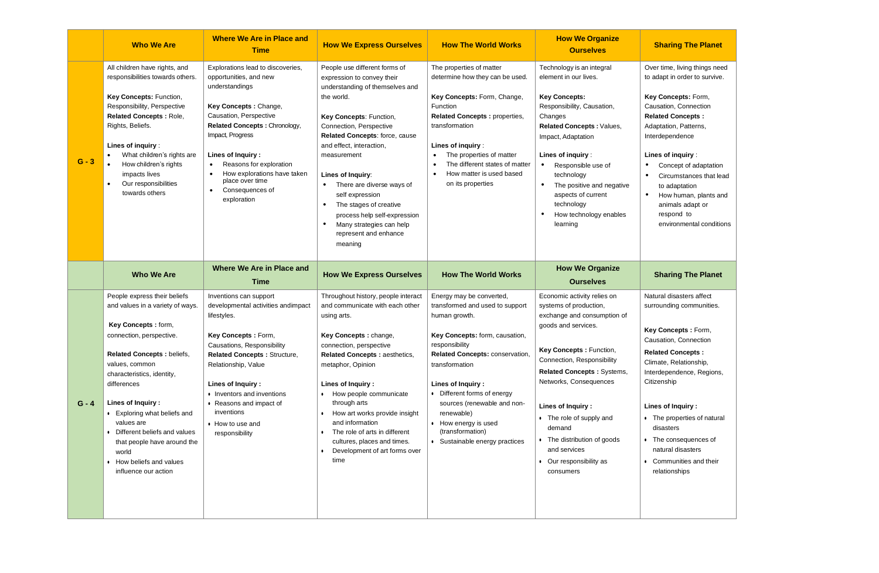|  | Who We Are | Where We Are in Place and Time | How We Express Ourselves | How The World Works | How We Organize Ourselves | Sharing The Planet |
|---|---|---|---|---|---|---|
| **G - 3** | All children have rights, and responsibilities towards others.<br><br>**Key Concepts:** Function, Responsibility, Perspective<br>**Related Concepts :** Role, Rights, Beliefs.<br><br>**Lines of inquiry** :<br>• What children's rights are<br>• How children's rights impacts lives<br>• Our responsibilities towards others | Explorations lead to discoveries, opportunities, and new understandings<br><br>**Key Concepts :** Change, Causation, Perspective<br>**Related Concepts :** Chronology, Impact, Progress<br><br>**Lines of Inquiry :**<br>• Reasons for exploration<br>• How explorations have taken place over time<br>• Consequences of exploration | People use different forms of expression to convey their understanding of themselves and the world.<br><br>**Key Concepts**: Function, Connection, Perspective<br>**Related Concepts**: force, cause and effect, interaction, measurement<br><br>**Lines of Inquiry**:<br>• There are diverse ways of self expression<br>• The stages of creative process help self-expression<br>• Many strategies can help represent and enhance meaning | The properties of matter determine how they can be used.<br><br>**Key Concepts:** Form, Change, Function<br>**Related Concepts :** properties, transformation<br><br>**Lines of inquiry** :<br>• The properties of matter<br>• The different states of matter<br>• How matter is used based on its properties | Technology is an integral element in our lives.<br><br>**Key Concepts:** Responsibility, Causation, Changes<br>**Related Concepts :** Values, Impact, Adaptation<br><br>**Lines of inquiry** :<br>• Responsible use of technology<br>• The positive and negative aspects of current technology<br>• How technology enables learning | Over time, living things need to adapt in order to survive.<br><br>**Key Concepts:** Form, Causation, Connection<br>**Related Concepts :** Adaptation, Patterns, Interdependence<br><br>**Lines of inquiry** :<br>• Concept of adaptation<br>• Circumstances that lead to adaptation<br>• How human, plants and animals adapt or respond to environmental conditions |
|  | **Who We Are** | **Where We Are in Place and Time** | **How We Express Ourselves** | **How The World Works** | **How We Organize Ourselves** | **Sharing The Planet** |
| **G - 4** | People express their beliefs and values in a variety of ways.<br><br>**Key Concepts :** form, connection, perspective.<br><br>**Related Concepts :** beliefs, values, common characteristics, identity, differences<br><br>**Lines of Inquiry :**<br>• Exploring what beliefs and values are<br>• Different beliefs and values that people have around the world<br>• How beliefs and values influence our action | Inventions can support developmental activities andimpact lifestyles.<br><br>**Key Concepts :** Form, Causations, Responsibility<br>**Related Concepts :** Structure, Relationship, Value<br><br>**Lines of Inquiry :**<br>• Inventors and inventions<br>• Reasons and impact of inventions<br>• How to use and responsibility | Throughout history, people interact and communicate with each other using arts.<br><br>**Key Concepts :** change, connection, perspective<br>**Related Concepts :** aesthetics, metaphor, Opinion<br><br>**Lines of Inquiry :**<br>• How people communicate through arts<br>• How art works provide insight and information<br>• The role of arts in different cultures, places and times.<br>• Development of art forms over time | Energy may be converted, transformed and used to support human growth.<br><br>**Key Concepts:** form, causation, responsibility<br>**Related Concepts:** conservation, transformation<br><br>**Lines of Inquiry :**<br>• Different forms of energy sources (renewable and non-renewable)<br>• How energy is used (transformation)<br>• Sustainable energy practices | Economic activity relies on systems of production, exchange and consumption of goods and services.<br><br>**Key Concepts :** Function, Connection, Responsibility<br>**Related Concepts :** Systems, Networks, Consequences<br><br>**Lines of Inquiry :**<br>• The role of supply and demand<br>• The distribution of goods and services<br>• Our responsibility as consumers | Natural disasters affect surrounding communities.<br><br>**Key Concepts :** Form, Causation, Connection<br>**Related Concepts :** Climate, Relationship, Interdependence, Regions, Citizenship<br><br>**Lines of Inquiry :**<br>• The properties of natural disasters<br>• The consequences of natural disasters<br>• Communities and their relationships |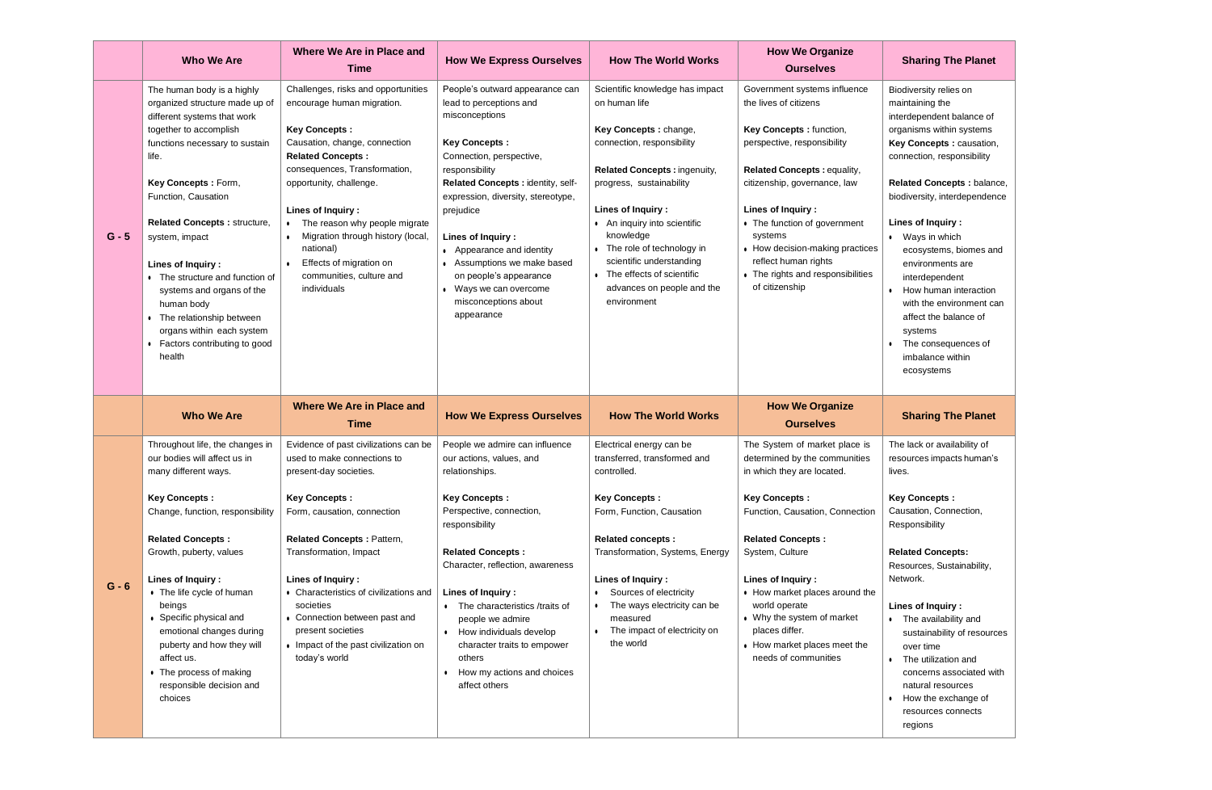| | Who We Are | Where We Are in Place and Time | How We Express Ourselves | How The World Works | How We Organize Ourselves | Sharing The Planet |
|---|---|---|---|---|---|---|
| G - 5 | The human body is a highly organized structure made up of different systems that work together to accomplish functions necessary to sustain life.<br><br>**Key Concepts :** Form, Function, Causation<br><br>**Related Concepts :** structure, system, impact<br><br>**Lines of Inquiry :**<br>• The structure and function of systems and organs of the human body<br>• The relationship between organs within each system<br>• Factors contributing to good health | Challenges, risks and opportunities encourage human migration.<br><br>**Key Concepts :** Causation, change, connection<br>**Related Concepts :** consequences, Transformation, opportunity, challenge.<br><br>**Lines of Inquiry :**<br>• The reason why people migrate<br>• Migration through history (local, national)<br>• Effects of migration on communities, culture and individuals | People's outward appearance can lead to perceptions and misconceptions<br><br>**Key Concepts :** Connection, perspective, responsibility<br>**Related Concepts :** identity, self-expression, diversity, stereotype, prejudice<br><br>**Lines of Inquiry :**<br>• Appearance and identity<br>• Assumptions we make based on people's appearance<br>• Ways we can overcome misconceptions about appearance | Scientific knowledge has impact on human life<br><br>**Key Concepts :** change, connection, responsibility<br><br>**Related Concepts :** ingenuity, progress, sustainability<br><br>**Lines of Inquiry :**<br>• An inquiry into scientific knowledge<br>• The role of technology in scientific understanding<br>• The effects of scientific advances on people and the environment | Government systems influence the lives of citizens<br><br>**Key Concepts :** function, perspective, responsibility<br><br>**Related Concepts :** equality, citizenship, governance, law<br><br>**Lines of Inquiry :**<br>• The function of government systems<br>• How decision-making practices reflect human rights<br>• The rights and responsibilities of citizenship | Biodiversity relies on maintaining the interdependent balance of organisms within systems<br>**Key Concepts :** causation, connection, responsibility<br><br>**Related Concepts :** balance, biodiversity, interdependence<br><br>**Lines of Inquiry :**<br>• Ways in which ecosystems, biomes and environments are interdependent<br>• How human interaction with the environment can affect the balance of systems<br>• The consequences of imbalance within ecosystems |
| | **Who We Are** | **Where We Are in Place and Time** | **How We Express Ourselves** | **How The World Works** | **How We Organize Ourselves** | **Sharing The Planet** |
| G - 6 | Throughout life, the changes in our bodies will affect us in many different ways.<br><br>**Key Concepts :**<br>Change, function, responsibility<br><br>**Related Concepts :**<br>Growth, puberty, values<br><br>**Lines of Inquiry :**<br>• The life cycle of human beings<br>• Specific physical and emotional changes during puberty and how they will affect us.<br>• The process of making responsible decision and choices | Evidence of past civilizations can be used to make connections to present-day societies.<br><br>**Key Concepts :**<br>Form, causation, connection<br><br>**Related Concepts :** Pattern, Transformation, Impact<br><br>**Lines of Inquiry :**<br>• Characteristics of civilizations and societies<br>• Connection between past and present societies<br>• Impact of the past civilization on today's world | People we admire can influence our actions, values, and relationships.<br><br>**Key Concepts :**<br>Perspective, connection, responsibility<br><br>**Related Concepts :**<br>Character, reflection, awareness<br><br>**Lines of Inquiry :**<br>• The characteristics /traits of people we admire<br>• How individuals develop character traits to empower others<br>• How my actions and choices affect others | Electrical energy can be transferred, transformed and controlled.<br><br>**Key Concepts :**<br>Form, Function, Causation<br><br>**Related concepts :**<br>Transformation, Systems, Energy<br><br>**Lines of Inquiry :**<br>• Sources of electricity<br>• The ways electricity can be measured<br>• The impact of electricity on the world | The System of market place is determined by the communities in which they are located.<br><br>**Key Concepts :**<br>Function, Causation, Connection<br><br>**Related Concepts :**<br>System, Culture<br><br>**Lines of Inquiry :**<br>• How market places around the world operate<br>• Why the system of market places differ.<br>• How market places meet the needs of communities | The lack or availability of resources impacts human's lives.<br><br>**Key Concepts :**<br>Causation, Connection, Responsibility<br><br>**Related Concepts:**<br>Resources, Sustainability, Network.<br><br>**Lines of Inquiry :**<br>• The availability and sustainability of resources over time<br>• The utilization and concerns associated with natural resources<br>• How the exchange of resources connects regions |